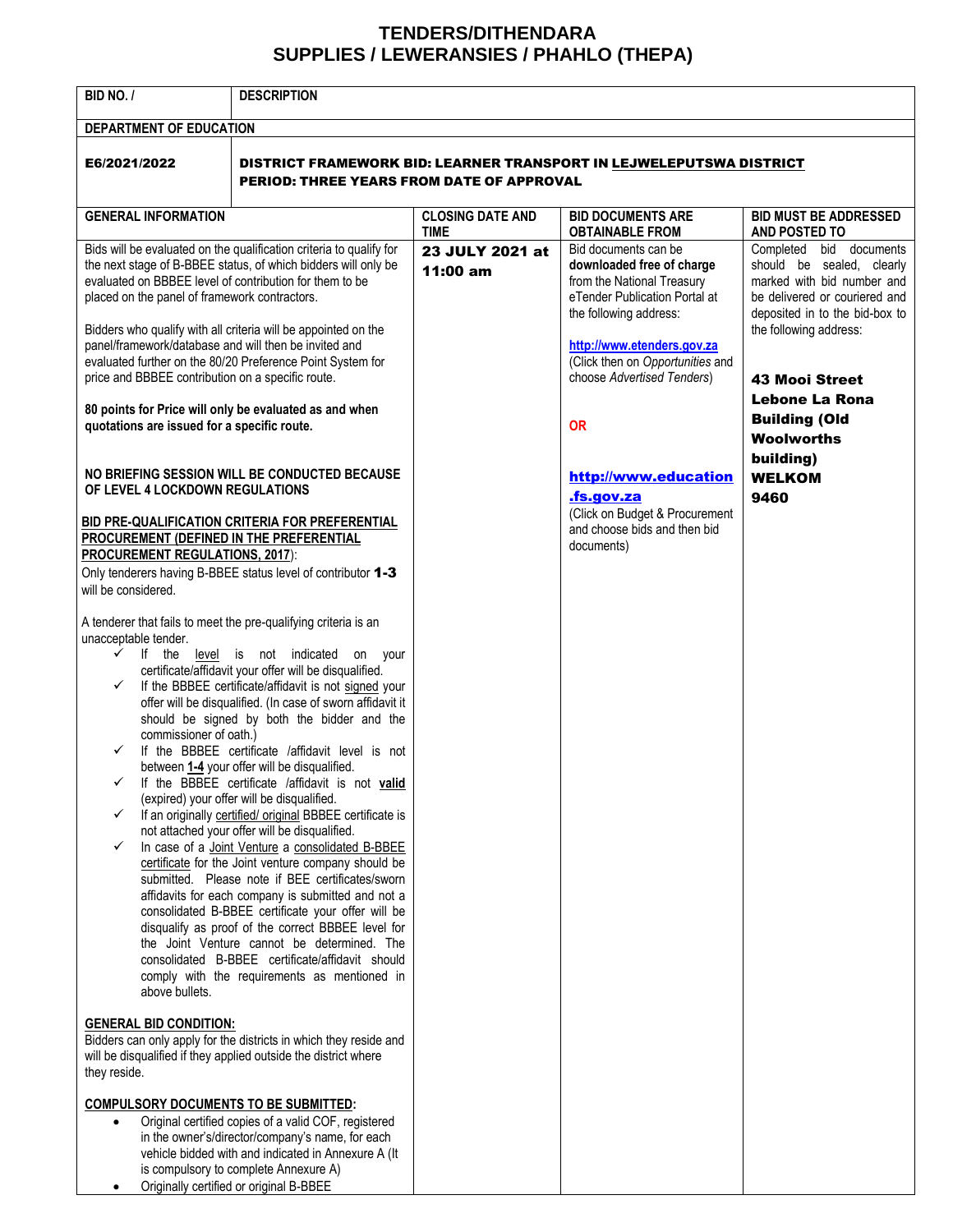# TENDERS/DITHENDARA
# SUPPLIES / LEWERANSIES / PHAHLO (THEPA)

| BID NO. / | DESCRIPTION | | | |
|---|---|---|---|---|
| **DEPARTMENT OF EDUCATION** | | | | |
| **E6/2021/2022** | **DISTRICT FRAMEWORK BID: LEARNER TRANSPORT IN LEJWELEPUTSWA DISTRICT**<br>**PERIOD: THREE YEARS FROM DATE OF APPROVAL** | | | |
| **GENERAL INFORMATION** | | **CLOSING DATE AND TIME** | **BID DOCUMENTS ARE OBTAINABLE FROM** | **BID MUST BE ADDRESSED AND POSTED TO** |
| Bids will be evaluated on the qualification criteria to qualify for the next stage of B-BBEE status, of which bidders will only be evaluated on BBBEE level of contribution for them to be placed on the panel of framework contractors.<br><br>Bidders who qualify with all criteria will be appointed on the panel/framework/database and will then be invited and evaluated further on the 80/20 Preference Point System for price and BBBEE contribution on a specific route.<br><br>**80 points for Price will only be evaluated as and when quotations are issued for a specific route.**<br><br>**NO BRIEFING SESSION WILL BE CONDUCTED BECAUSE OF LEVEL 4 LOCKDOWN REGULATIONS**<br><br>**BID PRE-QUALIFICATION CRITERIA FOR PREFERENTIAL PROCUREMENT (DEFINED IN THE PREFERENTIAL PROCUREMENT REGULATIONS, 2017)**:<br>Only tenderers having B-BBEE status level of contributor **1-3** will be considered.<br><br>A tenderer that fails to meet the pre-qualifying criteria is an unacceptable tender.<br>✓ If the level is not indicated on your certificate/affidavit your offer will be disqualified.<br>✓ If the BBBEE certificate/affidavit is not signed your offer will be disqualified. (In case of sworn affidavit it should be signed by both the bidder and the commissioner of oath.)<br>✓ If the BBBEE certificate /affidavit level is not between **1-4** your offer will be disqualified.<br>✓ If the BBBEE certificate /affidavit is not **valid** (expired) your offer will be disqualified.<br>✓ If an originally certified/ original BBBEE certificate is not attached your offer will be disqualified.<br>✓ In case of a Joint Venture a consolidated B-BBEE certificate for the Joint venture company should be submitted. Please note if BEE certificates/sworn affidavits for each company is submitted and not a consolidated B-BBEE certificate your offer will be disqualify as proof of the correct BBBEE level for the Joint Venture cannot be determined. The consolidated B-BBEE certificate/affidavit should comply with the requirements as mentioned in above bullets.<br><br>**GENERAL BID CONDITION:**<br>Bidders can only apply for the districts in which they reside and will be disqualified if they applied outside the district where they reside.<br><br>**COMPULSORY DOCUMENTS TO BE SUBMITTED:**<br>• Original certified copies of a valid COF, registered in the owner's/director/company's name, for each vehicle bidded with and indicated in Annexure A (It is compulsory to complete Annexure A)<br>• Originally certified or original B-BBEE | | **23 JULY 2021 at 11:00 am** | Bid documents can be **downloaded free of charge** from the National Treasury eTender Publication Portal at the following address:<br><br>**http://www.etenders.gov.za**<br>(Click then on *Opportunities* and choose *Advertised Tenders*)<br><br>**OR**<br><br>**http://www.education.fs.gov.za**<br>(Click on Budget & Procurement and choose bids and then bid documents) | Completed bid documents should be sealed, clearly marked with bid number and be delivered or couriered and deposited in to the bid-box to the following address:<br><br>**43 Mooi Street**<br>**Lebone La Rona Building (Old Woolworths building)**<br>**WELKOM**<br>**9460** |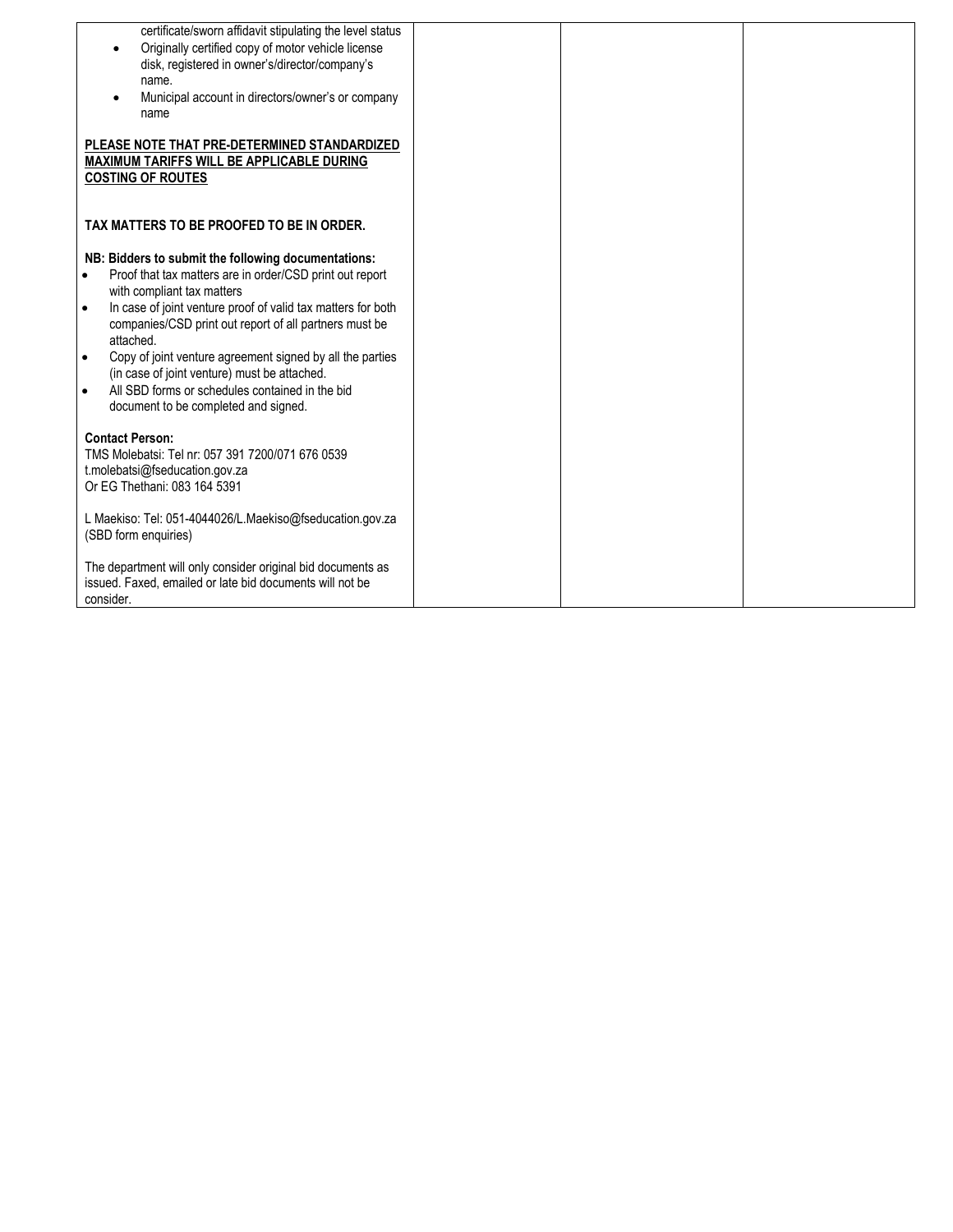| | | | |
|---|---|---|---|
| certificate/sworn affidavit stipulating the level status<br>• Originally certified copy of motor vehicle license disk, registered in owner's/director/company's name.<br>• Municipal account in directors/owner's or company name<br><br>**PLEASE NOTE THAT PRE-DETERMINED STANDARDIZED MAXIMUM TARIFFS WILL BE APPLICABLE DURING COSTING OF ROUTES**<br><br>**TAX MATTERS TO BE PROOFED TO BE IN ORDER.**<br><br>**NB: Bidders to submit the following documentations:**<br>• Proof that tax matters are in order/CSD print out report with compliant tax matters<br>• In case of joint venture proof of valid tax matters for both companies/CSD print out report of all partners must be attached.<br>• Copy of joint venture agreement signed by all the parties (in case of joint venture) must be attached.<br>• All SBD forms or schedules contained in the bid document to be completed and signed.<br><br>**Contact Person:**<br>TMS Molebatsi: Tel nr: 057 391 7200/071 676 0539<br>t.molebatsi@fseducation.gov.za<br>Or EG Thethani: 083 164 5391<br><br>L Maekiso: Tel: 051-4044026/L.Maekiso@fseducation.gov.za (SBD form enquiries)<br><br>The department will only consider original bid documents as issued. Faxed, emailed or late bid documents will not be consider. | | | |